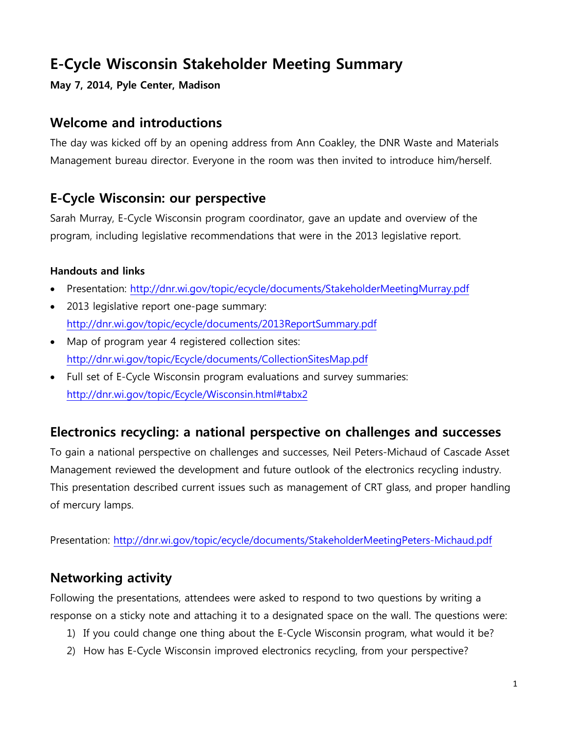# E-Cycle Wisconsin Stakeholder Meeting Summary

**May 7, 2014, Pyle Center, Madison**

## Welcome and introductions

The day was kicked off by an opening address from Ann Coakley, the DNR Waste and Materials Management bureau director. Everyone in the room was then invited to introduce him/herself.

## E-Cycle Wisconsin: our perspective

Sarah Murray, E-Cycle Wisconsin program coordinator, gave an update and overview of the program, including legislative recommendations that were in the 2013 legislative report.

#### Handouts and links

- Presentation: http://dnr.wi.gov/topic/ecycle/documents/StakeholderMeetingMurray.pdf
- 2013 legislative report one-page summary: http://dnr.wi.gov/topic/ecycle/documents/2013ReportSummary.pdf
- Map of program year 4 registered collection sites: http://dnr.wi.gov/topic/Ecycle/documents/CollectionSitesMap.pdf
- Full set of E-Cycle Wisconsin program evaluations and survey summaries: http://dnr.wi.gov/topic/Ecycle/Wisconsin.html#tabx2

## Electronics recycling: a national perspective on challenges and successes

To gain a national perspective on challenges and successes, Neil Peters-Michaud of Cascade Asset Management reviewed the development and future outlook of the electronics recycling industry. This presentation described current issues such as management of CRT glass, and proper handling of mercury lamps.

Presentation: http://dnr.wi.gov/topic/ecycle/documents/StakeholderMeetingPeters-Michaud.pdf

## Networking activity

Following the presentations, attendees were asked to respond to two questions by writing a response on a sticky note and attaching it to a designated space on the wall. The questions were:

1) If you could change one thing about the E-Cycle Wisconsin program, what would it be?
2) How has E-Cycle Wisconsin improved electronics recycling, from your perspective?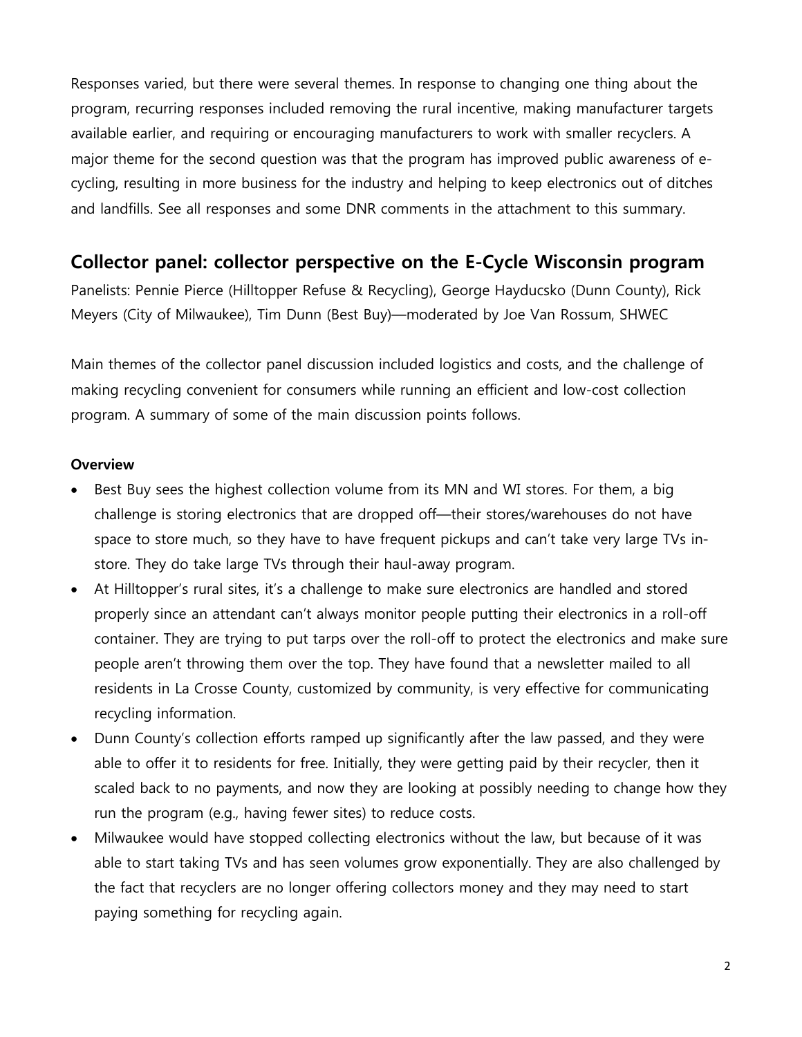Responses varied, but there were several themes. In response to changing one thing about the program, recurring responses included removing the rural incentive, making manufacturer targets available earlier, and requiring or encouraging manufacturers to work with smaller recyclers. A major theme for the second question was that the program has improved public awareness of e-cycling, resulting in more business for the industry and helping to keep electronics out of ditches and landfills. See all responses and some DNR comments in the attachment to this summary.

## Collector panel: collector perspective on the E-Cycle Wisconsin program

Panelists: Pennie Pierce (Hilltopper Refuse & Recycling), George Hayducsko (Dunn County), Rick Meyers (City of Milwaukee), Tim Dunn (Best Buy)—moderated by Joe Van Rossum, SHWEC

Main themes of the collector panel discussion included logistics and costs, and the challenge of making recycling convenient for consumers while running an efficient and low-cost collection program. A summary of some of the main discussion points follows.

**Overview**

- Best Buy sees the highest collection volume from its MN and WI stores. For them, a big challenge is storing electronics that are dropped off—their stores/warehouses do not have space to store much, so they have to have frequent pickups and can't take very large TVs in-store. They do take large TVs through their haul-away program.
- At Hilltopper's rural sites, it's a challenge to make sure electronics are handled and stored properly since an attendant can't always monitor people putting their electronics in a roll-off container. They are trying to put tarps over the roll-off to protect the electronics and make sure people aren't throwing them over the top. They have found that a newsletter mailed to all residents in La Crosse County, customized by community, is very effective for communicating recycling information.
- Dunn County's collection efforts ramped up significantly after the law passed, and they were able to offer it to residents for free. Initially, they were getting paid by their recycler, then it scaled back to no payments, and now they are looking at possibly needing to change how they run the program (e.g., having fewer sites) to reduce costs.
- Milwaukee would have stopped collecting electronics without the law, but because of it was able to start taking TVs and has seen volumes grow exponentially. They are also challenged by the fact that recyclers are no longer offering collectors money and they may need to start paying something for recycling again.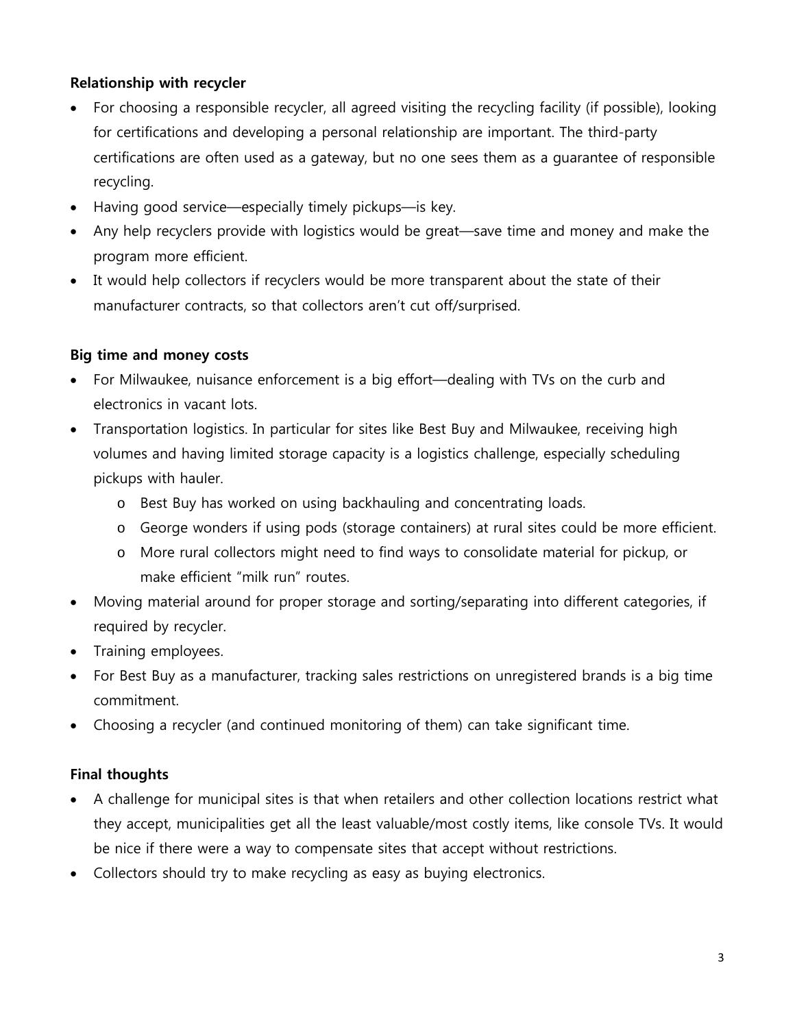**Relationship with recycler**

- For choosing a responsible recycler, all agreed visiting the recycling facility (if possible), looking for certifications and developing a personal relationship are important. The third-party certifications are often used as a gateway, but no one sees them as a guarantee of responsible recycling.
- Having good service—especially timely pickups—is key.
- Any help recyclers provide with logistics would be great—save time and money and make the program more efficient.
- It would help collectors if recyclers would be more transparent about the state of their manufacturer contracts, so that collectors aren't cut off/surprised.

**Big time and money costs**

- For Milwaukee, nuisance enforcement is a big effort—dealing with TVs on the curb and electronics in vacant lots.
- Transportation logistics. In particular for sites like Best Buy and Milwaukee, receiving high volumes and having limited storage capacity is a logistics challenge, especially scheduling pickups with hauler.
  - Best Buy has worked on using backhauling and concentrating loads.
  - George wonders if using pods (storage containers) at rural sites could be more efficient.
  - More rural collectors might need to find ways to consolidate material for pickup, or make efficient "milk run" routes.
- Moving material around for proper storage and sorting/separating into different categories, if required by recycler.
- Training employees.
- For Best Buy as a manufacturer, tracking sales restrictions on unregistered brands is a big time commitment.
- Choosing a recycler (and continued monitoring of them) can take significant time.

**Final thoughts**

- A challenge for municipal sites is that when retailers and other collection locations restrict what they accept, municipalities get all the least valuable/most costly items, like console TVs. It would be nice if there were a way to compensate sites that accept without restrictions.
- Collectors should try to make recycling as easy as buying electronics.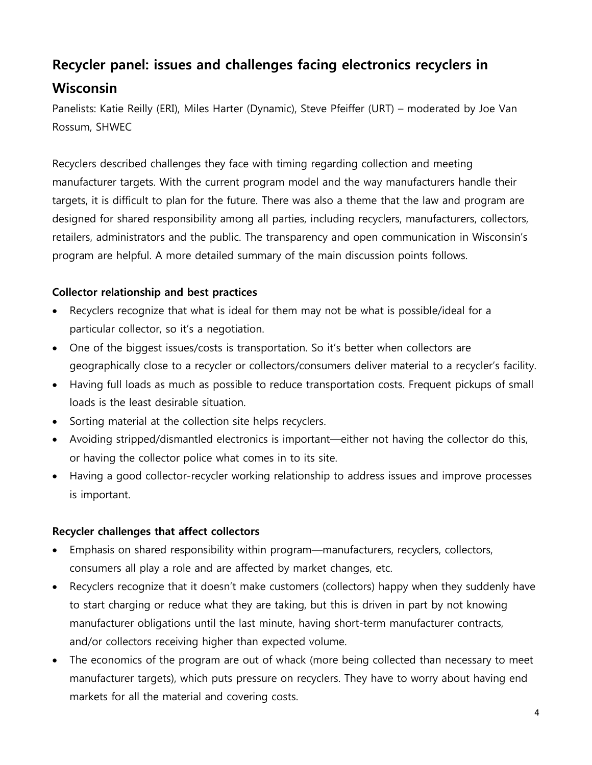## Recycler panel: issues and challenges facing electronics recyclers in Wisconsin

Panelists: Katie Reilly (ERI), Miles Harter (Dynamic), Steve Pfeiffer (URT) – moderated by Joe Van Rossum, SHWEC

Recyclers described challenges they face with timing regarding collection and meeting manufacturer targets. With the current program model and the way manufacturers handle their targets, it is difficult to plan for the future. There was also a theme that the law and program are designed for shared responsibility among all parties, including recyclers, manufacturers, collectors, retailers, administrators and the public. The transparency and open communication in Wisconsin's program are helpful. A more detailed summary of the main discussion points follows.

**Collector relationship and best practices**

- Recyclers recognize that what is ideal for them may not be what is possible/ideal for a particular collector, so it's a negotiation.
- One of the biggest issues/costs is transportation. So it's better when collectors are geographically close to a recycler or collectors/consumers deliver material to a recycler's facility.
- Having full loads as much as possible to reduce transportation costs. Frequent pickups of small loads is the least desirable situation.
- Sorting material at the collection site helps recyclers.
- Avoiding stripped/dismantled electronics is important—either not having the collector do this, or having the collector police what comes in to its site.
- Having a good collector-recycler working relationship to address issues and improve processes is important.

**Recycler challenges that affect collectors**

- Emphasis on shared responsibility within program—manufacturers, recyclers, collectors, consumers all play a role and are affected by market changes, etc.
- Recyclers recognize that it doesn't make customers (collectors) happy when they suddenly have to start charging or reduce what they are taking, but this is driven in part by not knowing manufacturer obligations until the last minute, having short-term manufacturer contracts, and/or collectors receiving higher than expected volume.
- The economics of the program are out of whack (more being collected than necessary to meet manufacturer targets), which puts pressure on recyclers. They have to worry about having end markets for all the material and covering costs.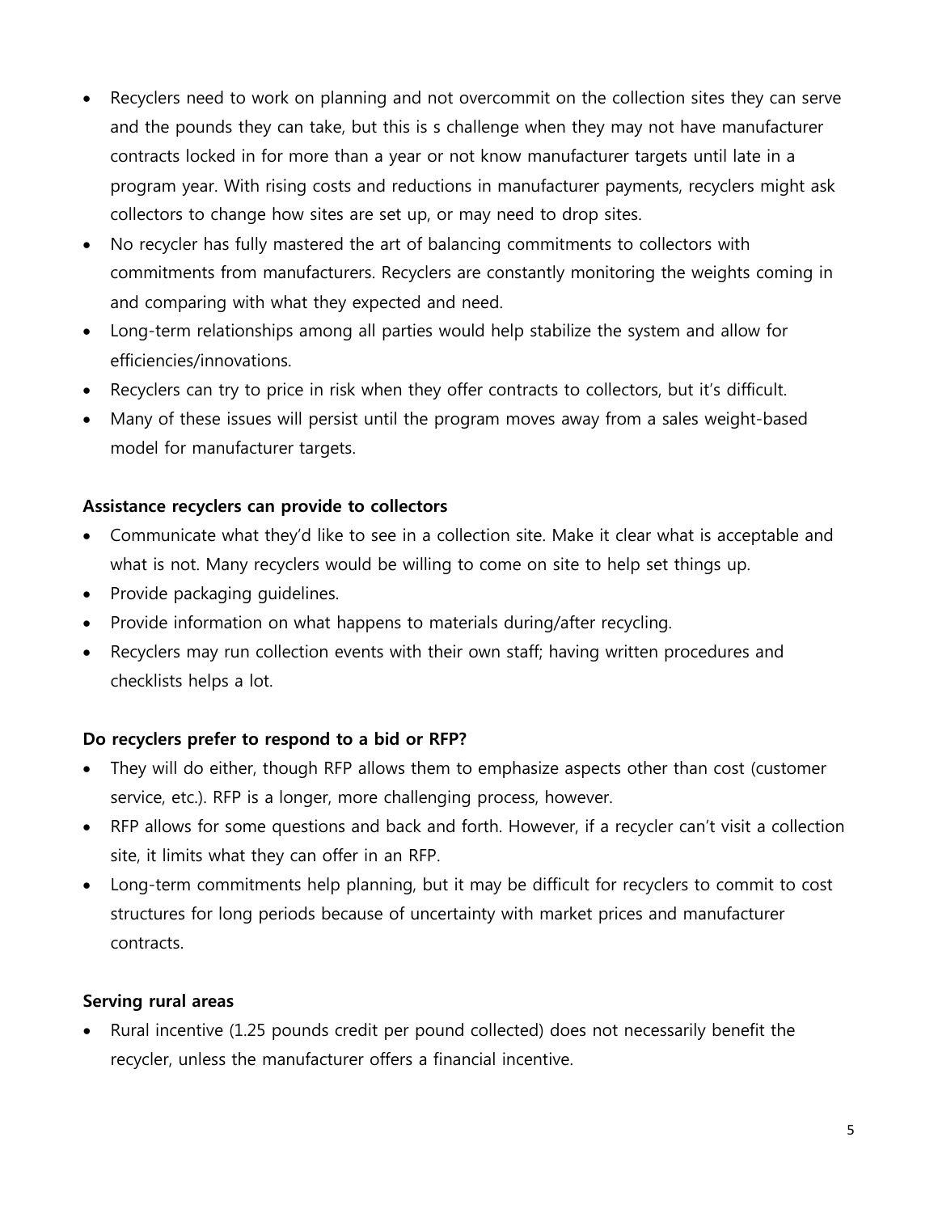- Recyclers need to work on planning and not overcommit on the collection sites they can serve and the pounds they can take, but this is s challenge when they may not have manufacturer contracts locked in for more than a year or not know manufacturer targets until late in a program year. With rising costs and reductions in manufacturer payments, recyclers might ask collectors to change how sites are set up, or may need to drop sites.
- No recycler has fully mastered the art of balancing commitments to collectors with commitments from manufacturers. Recyclers are constantly monitoring the weights coming in and comparing with what they expected and need.
- Long-term relationships among all parties would help stabilize the system and allow for efficiencies/innovations.
- Recyclers can try to price in risk when they offer contracts to collectors, but it's difficult.
- Many of these issues will persist until the program moves away from a sales weight-based model for manufacturer targets.

**Assistance recyclers can provide to collectors**

- Communicate what they'd like to see in a collection site. Make it clear what is acceptable and what is not. Many recyclers would be willing to come on site to help set things up.
- Provide packaging guidelines.
- Provide information on what happens to materials during/after recycling.
- Recyclers may run collection events with their own staff; having written procedures and checklists helps a lot.

**Do recyclers prefer to respond to a bid or RFP?**

- They will do either, though RFP allows them to emphasize aspects other than cost (customer service, etc.). RFP is a longer, more challenging process, however.
- RFP allows for some questions and back and forth. However, if a recycler can't visit a collection site, it limits what they can offer in an RFP.
- Long-term commitments help planning, but it may be difficult for recyclers to commit to cost structures for long periods because of uncertainty with market prices and manufacturer contracts.

**Serving rural areas**

- Rural incentive (1.25 pounds credit per pound collected) does not necessarily benefit the recycler, unless the manufacturer offers a financial incentive.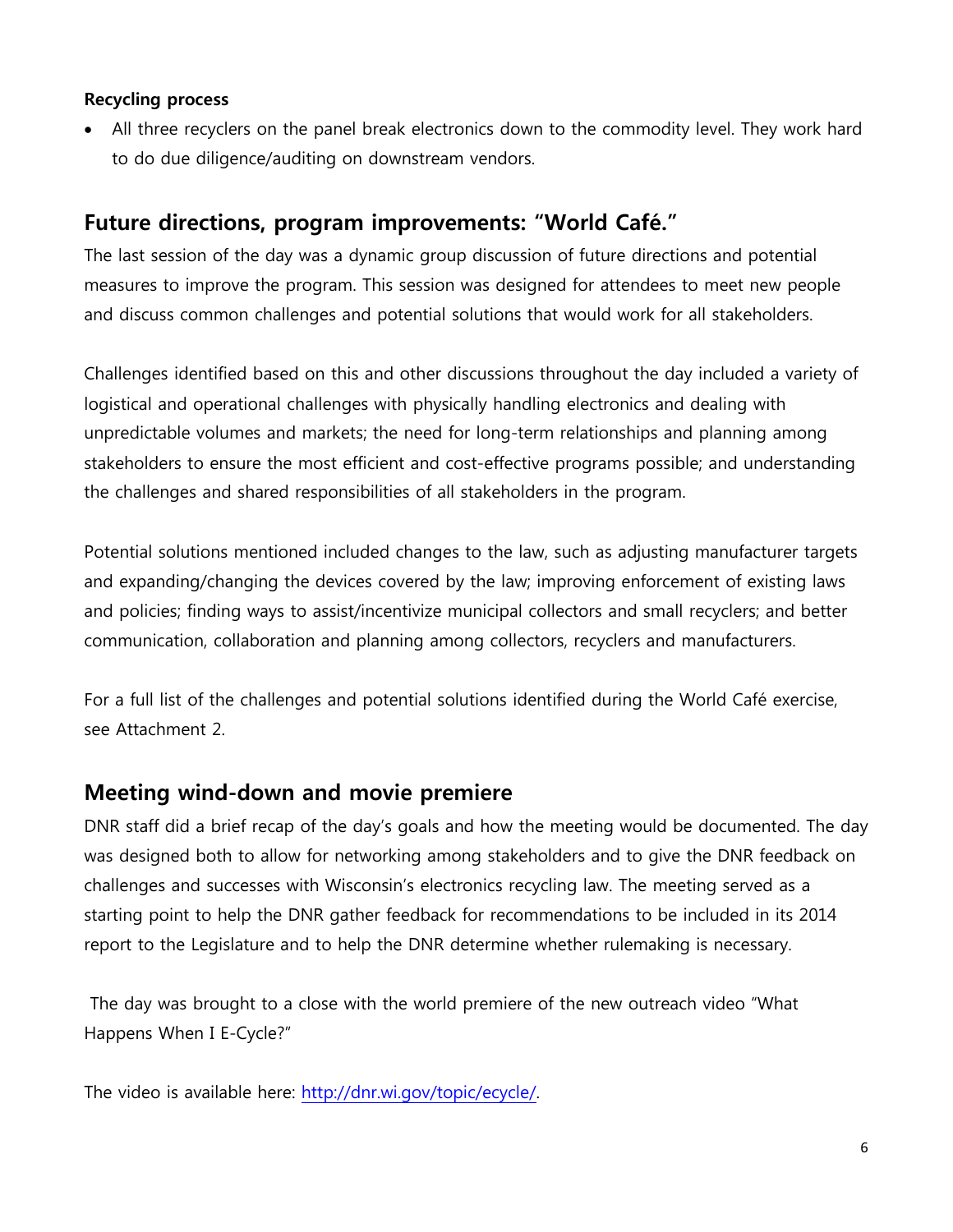**Recycling process**

- All three recyclers on the panel break electronics down to the commodity level. They work hard to do due diligence/auditing on downstream vendors.

## Future directions, program improvements: "World Café."

The last session of the day was a dynamic group discussion of future directions and potential measures to improve the program. This session was designed for attendees to meet new people and discuss common challenges and potential solutions that would work for all stakeholders.

Challenges identified based on this and other discussions throughout the day included a variety of logistical and operational challenges with physically handling electronics and dealing with unpredictable volumes and markets; the need for long-term relationships and planning among stakeholders to ensure the most efficient and cost-effective programs possible; and understanding the challenges and shared responsibilities of all stakeholders in the program.

Potential solutions mentioned included changes to the law, such as adjusting manufacturer targets and expanding/changing the devices covered by the law; improving enforcement of existing laws and policies; finding ways to assist/incentivize municipal collectors and small recyclers; and better communication, collaboration and planning among collectors, recyclers and manufacturers.

For a full list of the challenges and potential solutions identified during the World Café exercise, see Attachment 2.

## Meeting wind-down and movie premiere

DNR staff did a brief recap of the day's goals and how the meeting would be documented. The day was designed both to allow for networking among stakeholders and to give the DNR feedback on challenges and successes with Wisconsin's electronics recycling law. The meeting served as a starting point to help the DNR gather feedback for recommendations to be included in its 2014 report to the Legislature and to help the DNR determine whether rulemaking is necessary.

The day was brought to a close with the world premiere of the new outreach video "What Happens When I E-Cycle?"

The video is available here: http://dnr.wi.gov/topic/ecycle/.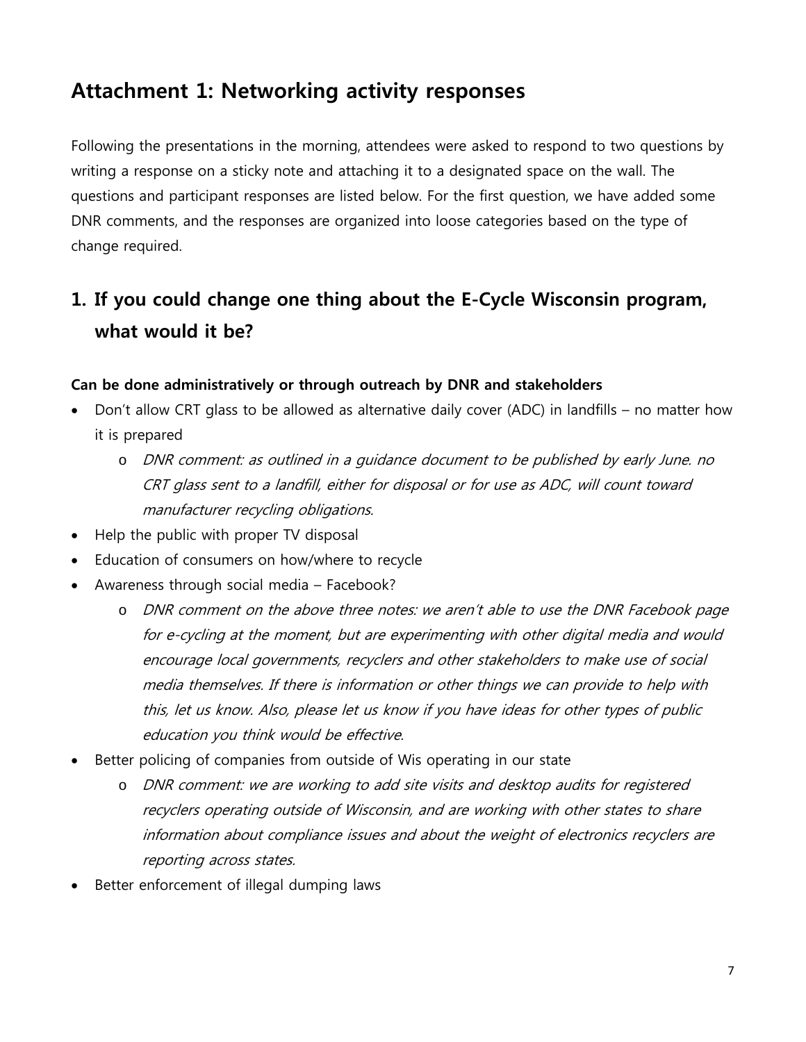## Attachment 1: Networking activity responses

Following the presentations in the morning, attendees were asked to respond to two questions by writing a response on a sticky note and attaching it to a designated space on the wall. The questions and participant responses are listed below. For the first question, we have added some DNR comments, and the responses are organized into loose categories based on the type of change required.

### 1. If you could change one thing about the E-Cycle Wisconsin program, what would it be?

**Can be done administratively or through outreach by DNR and stakeholders**

- Don't allow CRT glass to be allowed as alternative daily cover (ADC) in landfills – no matter how it is prepared
    - *DNR comment: as outlined in a guidance document to be published by early June. no CRT glass sent to a landfill, either for disposal or for use as ADC, will count toward manufacturer recycling obligations.*
- Help the public with proper TV disposal
- Education of consumers on how/where to recycle
- Awareness through social media – Facebook?
    - *DNR comment on the above three notes: we aren't able to use the DNR Facebook page for e-cycling at the moment, but are experimenting with other digital media and would encourage local governments, recyclers and other stakeholders to make use of social media themselves. If there is information or other things we can provide to help with this, let us know. Also, please let us know if you have ideas for other types of public education you think would be effective.*
- Better policing of companies from outside of Wis operating in our state
    - *DNR comment: we are working to add site visits and desktop audits for registered recyclers operating outside of Wisconsin, and are working with other states to share information about compliance issues and about the weight of electronics recyclers are reporting across states.*
- Better enforcement of illegal dumping laws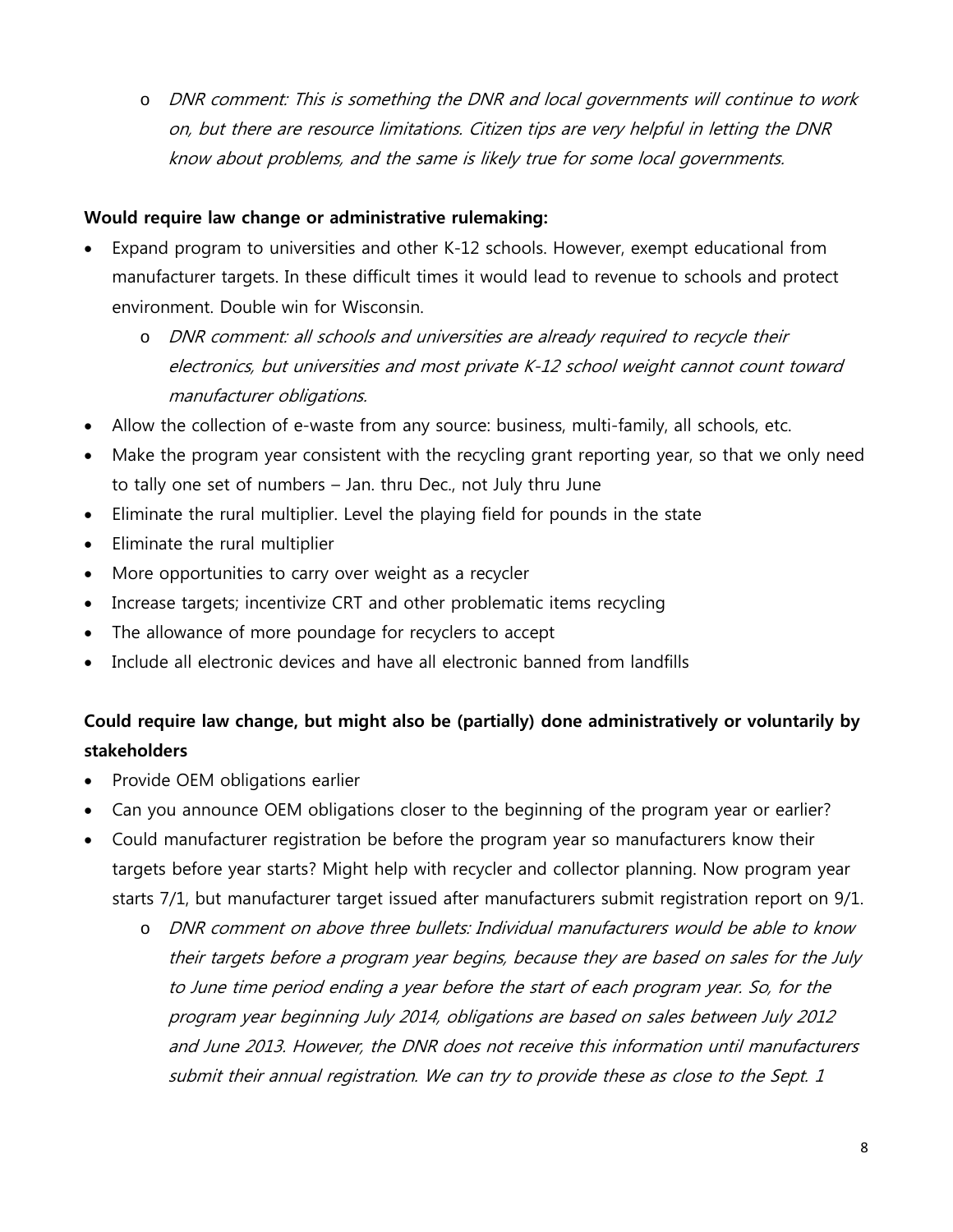- *DNR comment: This is something the DNR and local governments will continue to work on, but there are resource limitations. Citizen tips are very helpful in letting the DNR know about problems, and the same is likely true for some local governments.*

**Would require law change or administrative rulemaking:**

- Expand program to universities and other K-12 schools. However, exempt educational from manufacturer targets. In these difficult times it would lead to revenue to schools and protect environment. Double win for Wisconsin.
  - *DNR comment: all schools and universities are already required to recycle their electronics, but universities and most private K-12 school weight cannot count toward manufacturer obligations.*
- Allow the collection of e-waste from any source: business, multi-family, all schools, etc.
- Make the program year consistent with the recycling grant reporting year, so that we only need to tally one set of numbers – Jan. thru Dec., not July thru June
- Eliminate the rural multiplier. Level the playing field for pounds in the state
- Eliminate the rural multiplier
- More opportunities to carry over weight as a recycler
- Increase targets; incentivize CRT and other problematic items recycling
- The allowance of more poundage for recyclers to accept
- Include all electronic devices and have all electronic banned from landfills

**Could require law change, but might also be (partially) done administratively or voluntarily by stakeholders**

- Provide OEM obligations earlier
- Can you announce OEM obligations closer to the beginning of the program year or earlier?
- Could manufacturer registration be before the program year so manufacturers know their targets before year starts? Might help with recycler and collector planning. Now program year starts 7/1, but manufacturer target issued after manufacturers submit registration report on 9/1.
  - *DNR comment on above three bullets: Individual manufacturers would be able to know their targets before a program year begins, because they are based on sales for the July to June time period ending a year before the start of each program year. So, for the program year beginning July 2014, obligations are based on sales between July 2012 and June 2013. However, the DNR does not receive this information until manufacturers submit their annual registration. We can try to provide these as close to the Sept. 1*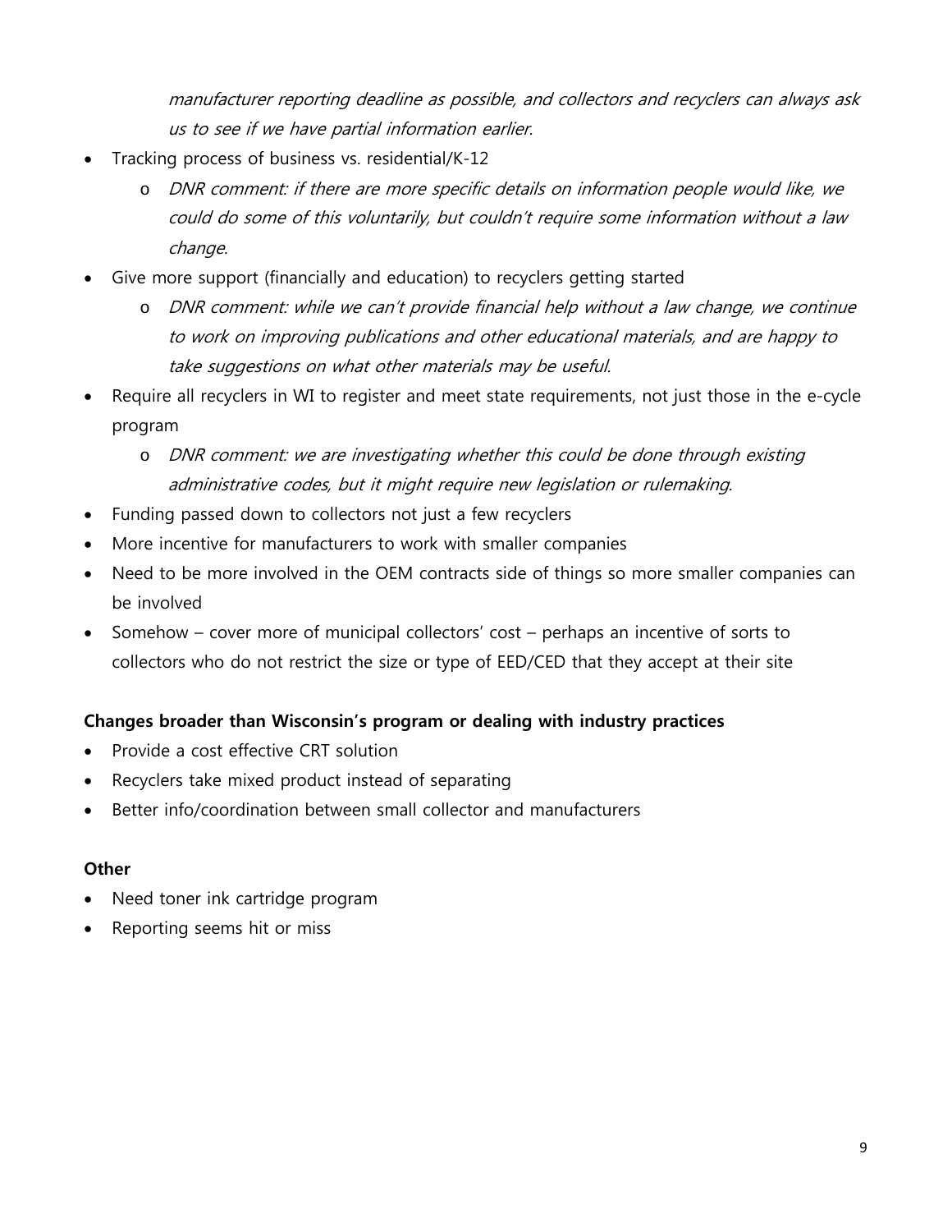*manufacturer reporting deadline as possible, and collectors and recyclers can always ask us to see if we have partial information earlier.*

- Tracking process of business vs. residential/K-12
    - *DNR comment: if there are more specific details on information people would like, we could do some of this voluntarily, but couldn't require some information without a law change.*
- Give more support (financially and education) to recyclers getting started
    - *DNR comment: while we can't provide financial help without a law change, we continue to work on improving publications and other educational materials, and are happy to take suggestions on what other materials may be useful.*
- Require all recyclers in WI to register and meet state requirements, not just those in the e-cycle program
    - *DNR comment: we are investigating whether this could be done through existing administrative codes, but it might require new legislation or rulemaking.*
- Funding passed down to collectors not just a few recyclers
- More incentive for manufacturers to work with smaller companies
- Need to be more involved in the OEM contracts side of things so more smaller companies can be involved
- Somehow – cover more of municipal collectors' cost – perhaps an incentive of sorts to collectors who do not restrict the size or type of EED/CED that they accept at their site

**Changes broader than Wisconsin's program or dealing with industry practices**

- Provide a cost effective CRT solution
- Recyclers take mixed product instead of separating
- Better info/coordination between small collector and manufacturers

**Other**

- Need toner ink cartridge program
- Reporting seems hit or miss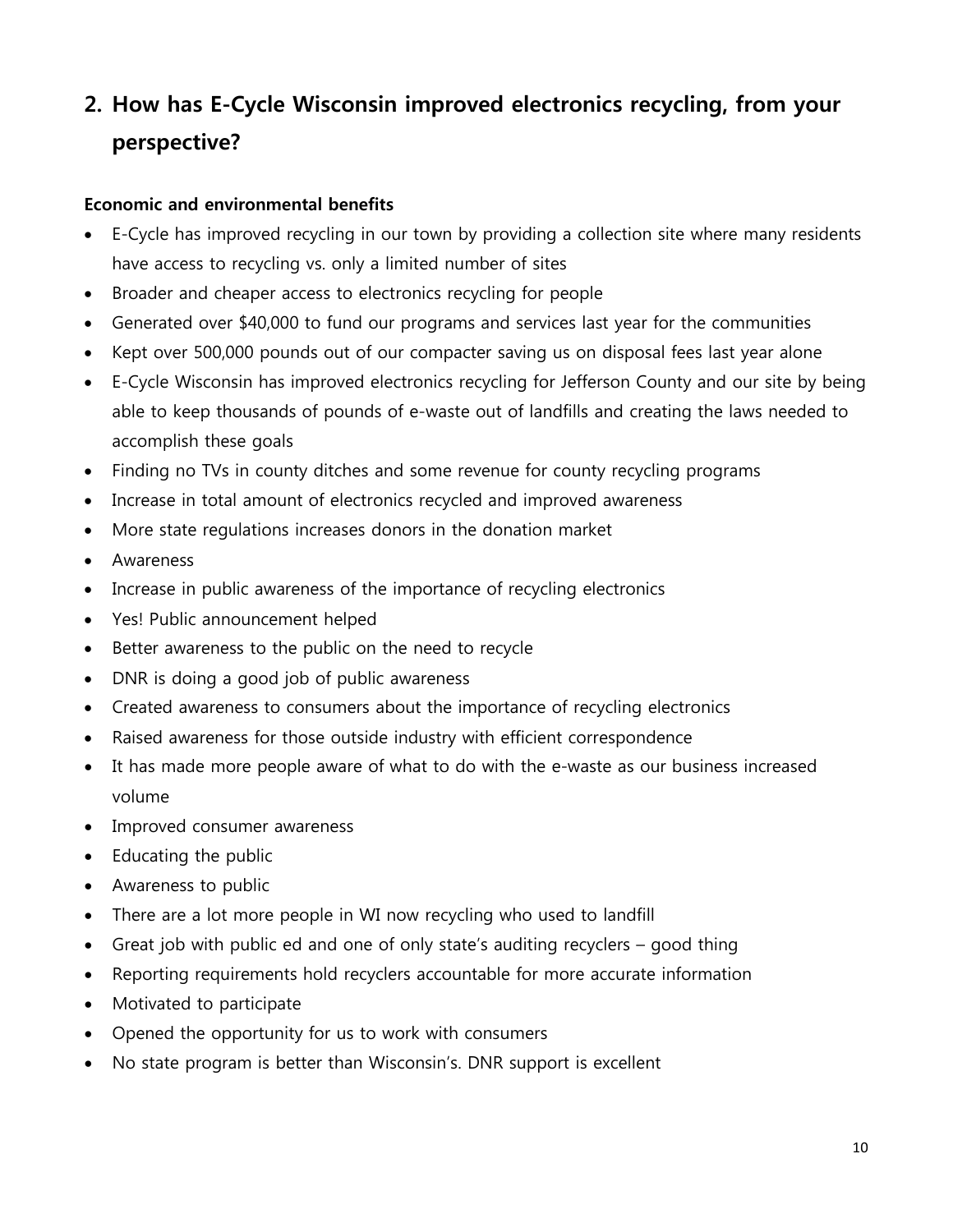## 2. How has E-Cycle Wisconsin improved electronics recycling, from your perspective?

**Economic and environmental benefits**

- E-Cycle has improved recycling in our town by providing a collection site where many residents have access to recycling vs. only a limited number of sites
- Broader and cheaper access to electronics recycling for people
- Generated over $40,000 to fund our programs and services last year for the communities
- Kept over 500,000 pounds out of our compacter saving us on disposal fees last year alone
- E-Cycle Wisconsin has improved electronics recycling for Jefferson County and our site by being able to keep thousands of pounds of e-waste out of landfills and creating the laws needed to accomplish these goals
- Finding no TVs in county ditches and some revenue for county recycling programs
- Increase in total amount of electronics recycled and improved awareness
- More state regulations increases donors in the donation market
- Awareness
- Increase in public awareness of the importance of recycling electronics
- Yes! Public announcement helped
- Better awareness to the public on the need to recycle
- DNR is doing a good job of public awareness
- Created awareness to consumers about the importance of recycling electronics
- Raised awareness for those outside industry with efficient correspondence
- It has made more people aware of what to do with the e-waste as our business increased volume
- Improved consumer awareness
- Educating the public
- Awareness to public
- There are a lot more people in WI now recycling who used to landfill
- Great job with public ed and one of only state's auditing recyclers – good thing
- Reporting requirements hold recyclers accountable for more accurate information
- Motivated to participate
- Opened the opportunity for us to work with consumers
- No state program is better than Wisconsin's. DNR support is excellent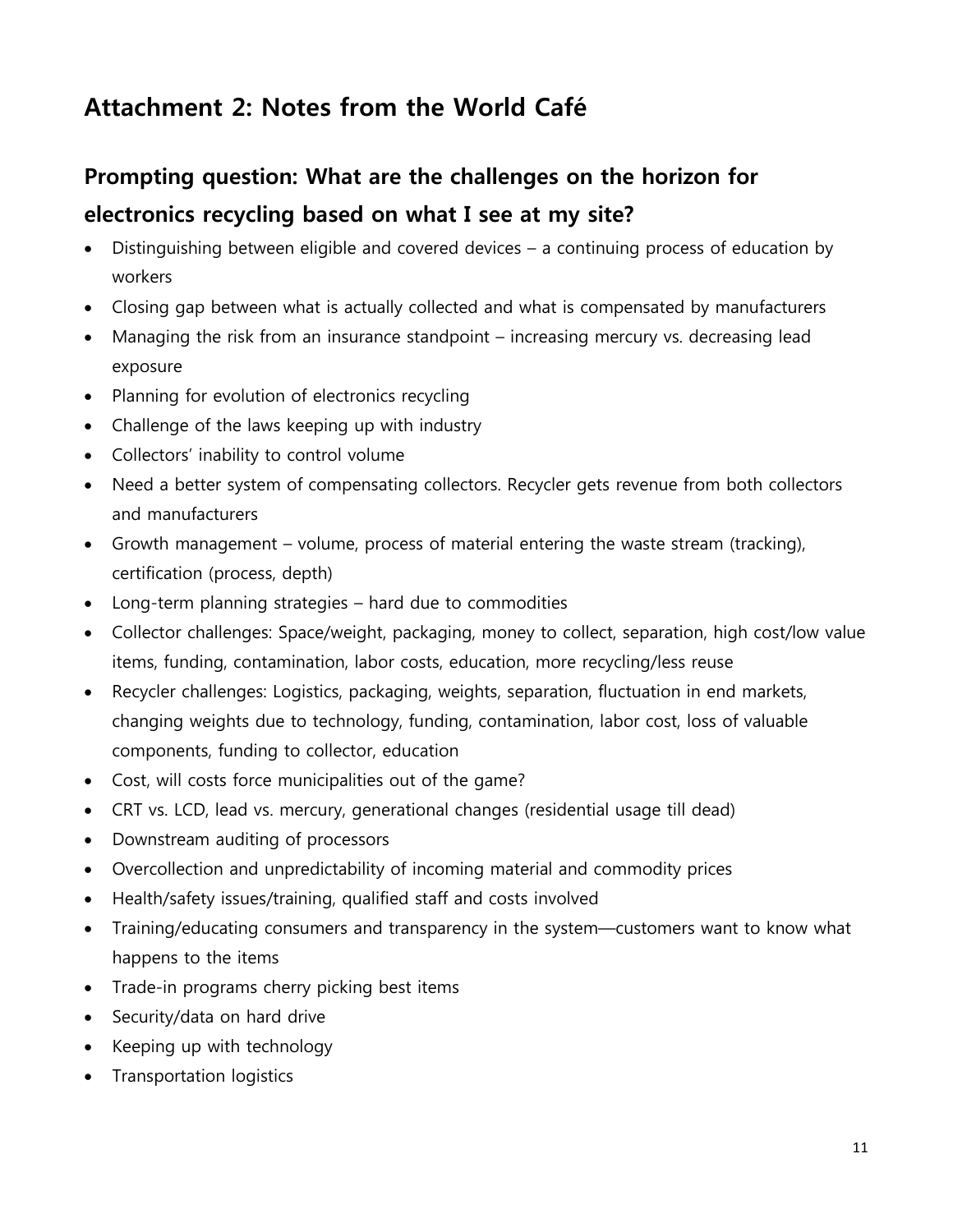## Attachment 2: Notes from the World Café

### Prompting question: What are the challenges on the horizon for electronics recycling based on what I see at my site?

- Distinguishing between eligible and covered devices – a continuing process of education by workers
- Closing gap between what is actually collected and what is compensated by manufacturers
- Managing the risk from an insurance standpoint – increasing mercury vs. decreasing lead exposure
- Planning for evolution of electronics recycling
- Challenge of the laws keeping up with industry
- Collectors' inability to control volume
- Need a better system of compensating collectors. Recycler gets revenue from both collectors and manufacturers
- Growth management – volume, process of material entering the waste stream (tracking), certification (process, depth)
- Long-term planning strategies – hard due to commodities
- Collector challenges: Space/weight, packaging, money to collect, separation, high cost/low value items, funding, contamination, labor costs, education, more recycling/less reuse
- Recycler challenges: Logistics, packaging, weights, separation, fluctuation in end markets, changing weights due to technology, funding, contamination, labor cost, loss of valuable components, funding to collector, education
- Cost, will costs force municipalities out of the game?
- CRT vs. LCD, lead vs. mercury, generational changes (residential usage till dead)
- Downstream auditing of processors
- Overcollection and unpredictability of incoming material and commodity prices
- Health/safety issues/training, qualified staff and costs involved
- Training/educating consumers and transparency in the system—customers want to know what happens to the items
- Trade-in programs cherry picking best items
- Security/data on hard drive
- Keeping up with technology
- Transportation logistics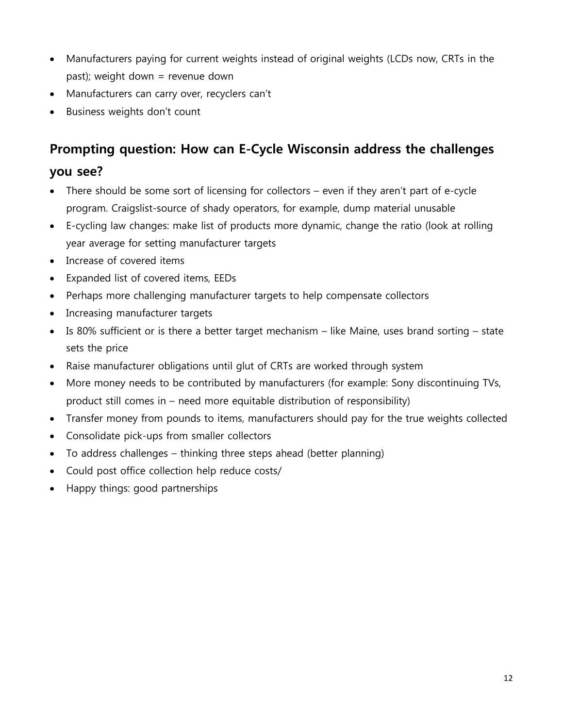- Manufacturers paying for current weights instead of original weights (LCDs now, CRTs in the past); weight down = revenue down
- Manufacturers can carry over, recyclers can't
- Business weights don't count

## Prompting question: How can E-Cycle Wisconsin address the challenges you see?

- There should be some sort of licensing for collectors – even if they aren't part of e-cycle program. Craigslist-source of shady operators, for example, dump material unusable
- E-cycling law changes: make list of products more dynamic, change the ratio (look at rolling year average for setting manufacturer targets
- Increase of covered items
- Expanded list of covered items, EEDs
- Perhaps more challenging manufacturer targets to help compensate collectors
- Increasing manufacturer targets
- Is 80% sufficient or is there a better target mechanism – like Maine, uses brand sorting – state sets the price
- Raise manufacturer obligations until glut of CRTs are worked through system
- More money needs to be contributed by manufacturers (for example: Sony discontinuing TVs, product still comes in – need more equitable distribution of responsibility)
- Transfer money from pounds to items, manufacturers should pay for the true weights collected
- Consolidate pick-ups from smaller collectors
- To address challenges – thinking three steps ahead (better planning)
- Could post office collection help reduce costs/
- Happy things: good partnerships